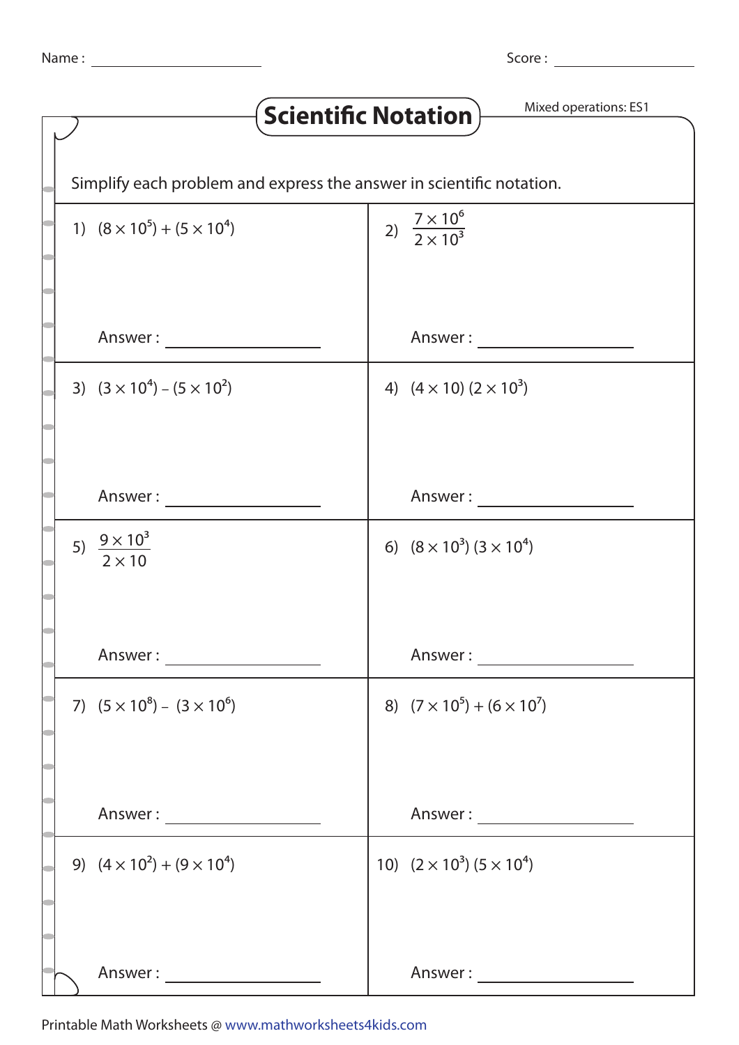Name : ____________________ Score : ____________________

# Scientific Notation

Mixed operations: ES1

Simplify each problem and express the answer in scientific notation.

1) $(8 \times 10^5) + (5 \times 10^4)$

Answer : ____________________

2) $\dfrac{7 \times 10^6}{2 \times 10^3}$

Answer : ____________________

3) $(3 \times 10^4) - (5 \times 10^2)$

Answer : ____________________

4) $(4 \times 10)\ (2 \times 10^3)$

Answer : ____________________

5) $\dfrac{9 \times 10^3}{2 \times 10}$

Answer : ____________________

6) $(8 \times 10^3)\ (3 \times 10^4)$

Answer : ____________________

7) $(5 \times 10^8) - (3 \times 10^6)$

Answer : ____________________

8) $(7 \times 10^5) + (6 \times 10^7)$

Answer : ____________________

9) $(4 \times 10^2) + (9 \times 10^4)$

Answer : ____________________

10) $(2 \times 10^3)\ (5 \times 10^4)$

Answer : ____________________

Printable Math Worksheets @ www.mathworksheets4kids.com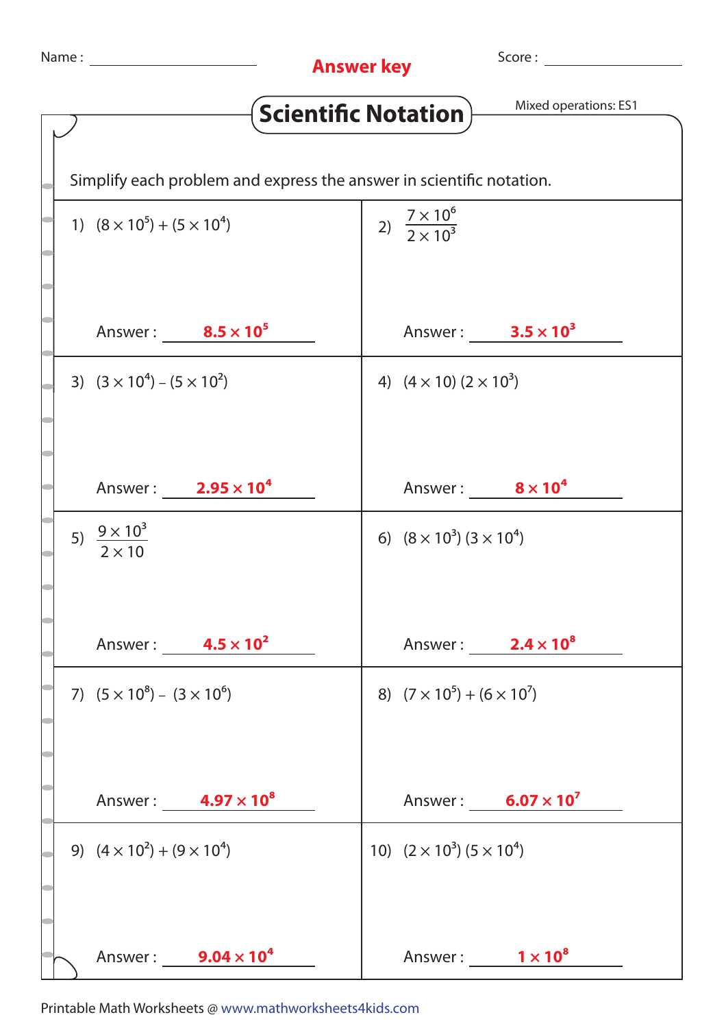Name : \_\_\_\_\_\_\_\_\_\_\_\_\_\_\_\_\_\_\_\_

**Answer key**

Score : \_\_\_\_\_\_\_\_\_\_\_\_\_\_\_\_

# Scientific Notation

Mixed operations: ES1

Simplify each problem and express the answer in scientific notation.

| | |
|---|---|
| 1) $(8 \times 10^5) + (5 \times 10^4)$<br><br>Answer : **$8.5 \times 10^5$** | 2) $\dfrac{7 \times 10^6}{2 \times 10^3}$<br><br>Answer : **$3.5 \times 10^3$** |
| 3) $(3 \times 10^4) - (5 \times 10^2)$<br><br>Answer : **$2.95 \times 10^4$** | 4) $(4 \times 10)\ (2 \times 10^3)$<br><br>Answer : **$8 \times 10^4$** |
| 5) $\dfrac{9 \times 10^3}{2 \times 10}$<br><br>Answer : **$4.5 \times 10^2$** | 6) $(8 \times 10^3)\ (3 \times 10^4)$<br><br>Answer : **$2.4 \times 10^8$** |
| 7) $(5 \times 10^8) - (3 \times 10^6)$<br><br>Answer : **$4.97 \times 10^8$** | 8) $(7 \times 10^5) + (6 \times 10^7)$<br><br>Answer : **$6.07 \times 10^7$** |
| 9) $(4 \times 10^2) + (9 \times 10^4)$<br><br>Answer : **$9.04 \times 10^4$** | 10) $(2 \times 10^3)\ (5 \times 10^4)$<br><br>Answer : **$1 \times 10^8$** |

Printable Math Worksheets @ www.mathworksheets4kids.com